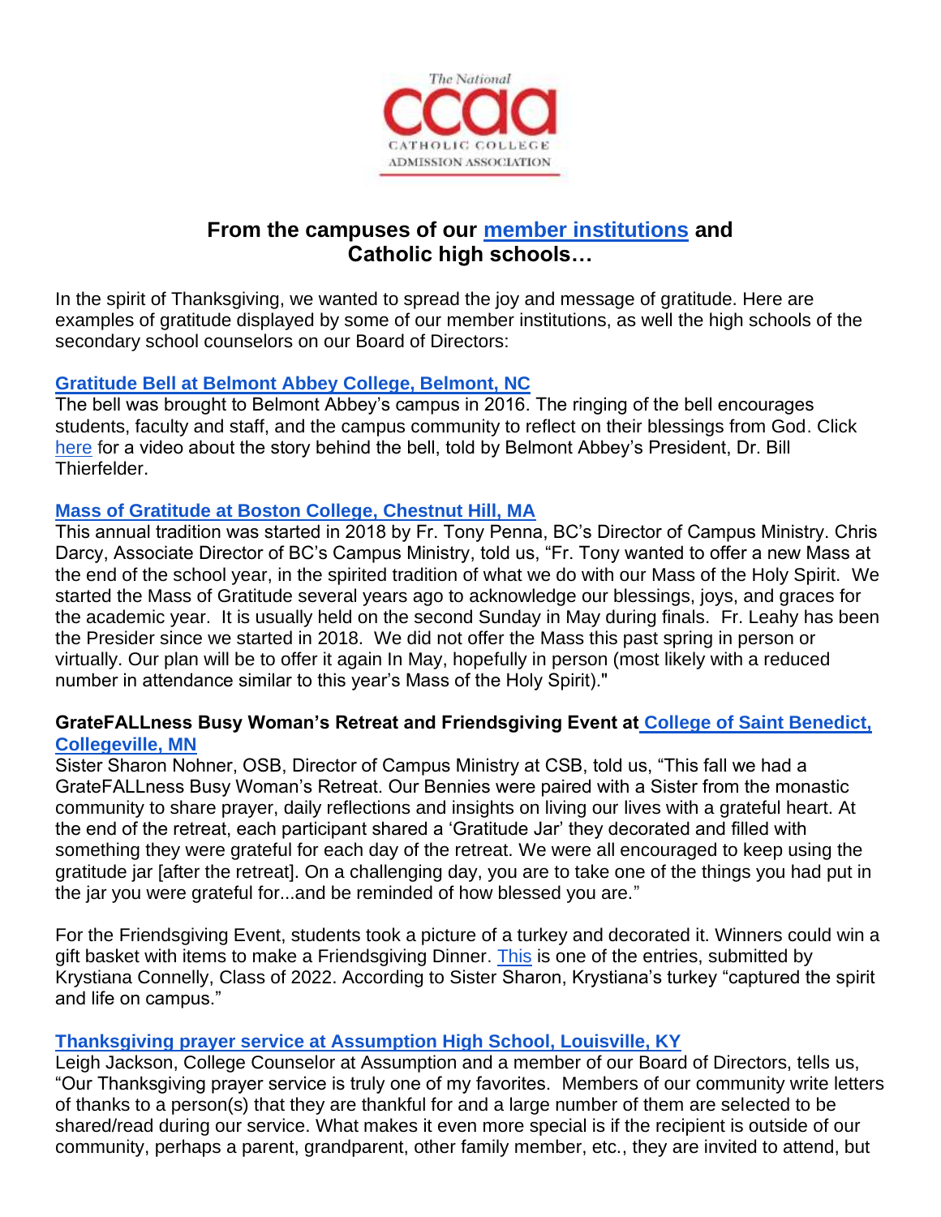## From the campuses of our member institutions and Catholic high schools…

In the spirit of Thanksgiving, we wanted to spread the joy and message of gratitude. Here are examples of gratitude displayed by some of our member institutions, as well the high schools of the secondary school counselors on our Board of Directors:

**Gratitude Bell at Belmont Abbey College, Belmont, NC**

The bell was brought to Belmont Abbey's campus in 2016. The ringing of the bell encourages students, faculty and staff, and the campus community to reflect on their blessings from God. Click here for a video about the story behind the bell, told by Belmont Abbey's President, Dr. Bill Thierfelder.

**Mass of Gratitude at Boston College, Chestnut Hill, MA**

This annual tradition was started in 2018 by Fr. Tony Penna, BC's Director of Campus Ministry. Chris Darcy, Associate Director of BC's Campus Ministry, told us, "Fr. Tony wanted to offer a new Mass at the end of the school year, in the spirited tradition of what we do with our Mass of the Holy Spirit. We started the Mass of Gratitude several years ago to acknowledge our blessings, joys, and graces for the academic year. It is usually held on the second Sunday in May during finals. Fr. Leahy has been the Presider since we started in 2018. We did not offer the Mass this past spring in person or virtually. Our plan will be to offer it again In May, hopefully in person (most likely with a reduced number in attendance similar to this year's Mass of the Holy Spirit)."

**GrateFALLness Busy Woman's Retreat and Friendsgiving Event at College of Saint Benedict, Collegeville, MN**

Sister Sharon Nohner, OSB, Director of Campus Ministry at CSB, told us, "This fall we had a GrateFALLness Busy Woman's Retreat. Our Bennies were paired with a Sister from the monastic community to share prayer, daily reflections and insights on living our lives with a grateful heart. At the end of the retreat, each participant shared a 'Gratitude Jar' they decorated and filled with something they were grateful for each day of the retreat. We were all encouraged to keep using the gratitude jar [after the retreat]. On a challenging day, you are to take one of the things you had put in the jar you were grateful for...and be reminded of how blessed you are."

For the Friendsgiving Event, students took a picture of a turkey and decorated it. Winners could win a gift basket with items to make a Friendsgiving Dinner. This is one of the entries, submitted by Krystiana Connelly, Class of 2022. According to Sister Sharon, Krystiana's turkey "captured the spirit and life on campus."

**Thanksgiving prayer service at Assumption High School, Louisville, KY**

Leigh Jackson, College Counselor at Assumption and a member of our Board of Directors, tells us, "Our Thanksgiving prayer service is truly one of my favorites. Members of our community write letters of thanks to a person(s) that they are thankful for and a large number of them are selected to be shared/read during our service. What makes it even more special is if the recipient is outside of our community, perhaps a parent, grandparent, other family member, etc., they are invited to attend, but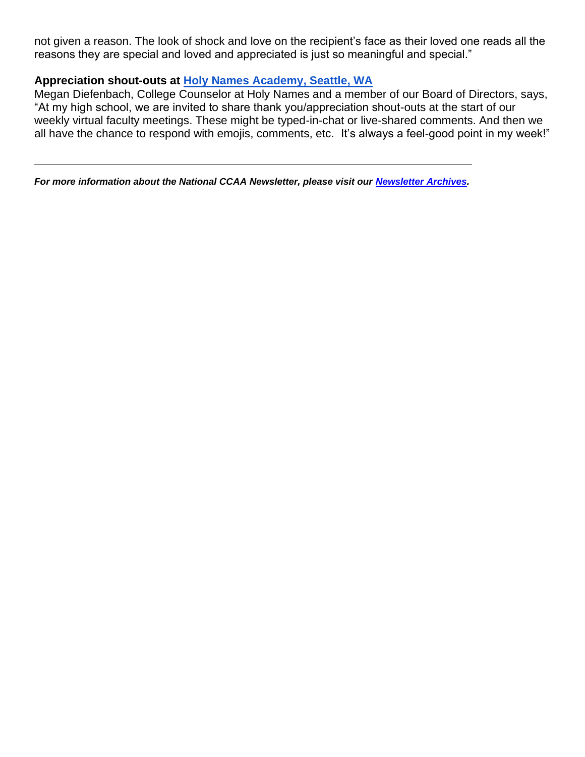not given a reason. The look of shock and love on the recipient's face as their loved one reads all the reasons they are special and loved and appreciated is just so meaningful and special."

**Appreciation shout-outs at Holy Names Academy, Seattle, WA**

Megan Diefenbach, College Counselor at Holy Names and a member of our Board of Directors, says, "At my high school, we are invited to share thank you/appreciation shout-outs at the start of our weekly virtual faculty meetings. These might be typed-in-chat or live-shared comments. And then we all have the chance to respond with emojis, comments, etc.  It's always a feel-good point in my week!"

---

***For more information about the National CCAA Newsletter, please visit our Newsletter Archives.***